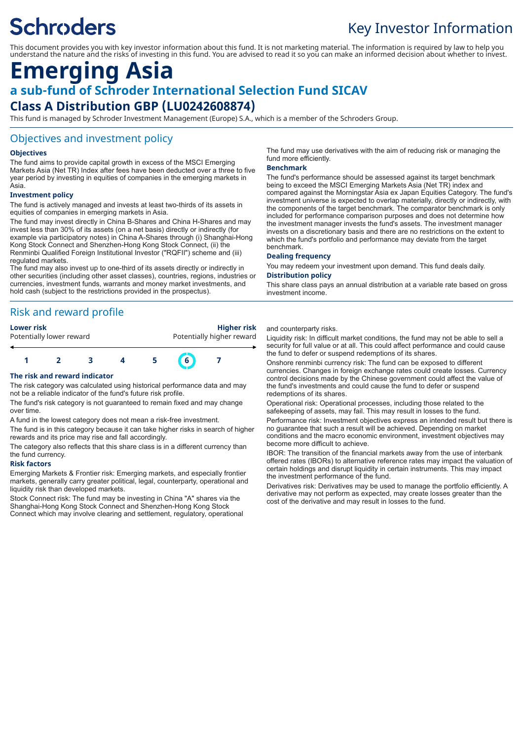Schroders

# Key Investor Information

This document provides you with key investor information about this fund. It is not marketing material. The information is required by law to help you understand the nature and the risks of investing in this fund. You are advised to read it so you can make an informed decision about whether to invest.

# Emerging Asia

## a sub-fund of Schroder International Selection Fund SICAV

## Class A Distribution GBP (LU0242608874)

This fund is managed by Schroder Investment Management (Europe) S.A., which is a member of the Schroders Group.

## Objectives and investment policy

### Objectives

The fund aims to provide capital growth in excess of the MSCI Emerging Markets Asia (Net TR) Index after fees have been deducted over a three to five year period by investing in equities of companies in the emerging markets in Asia.

### Investment policy

The fund is actively managed and invests at least two-thirds of its assets in equities of companies in emerging markets in Asia.

The fund may invest directly in China B-Shares and China H-Shares and may invest less than 30% of its assets (on a net basis) directly or indirectly (for example via participatory notes) in China A-Shares through (i) Shanghai-Hong Kong Stock Connect and Shenzhen-Hong Kong Stock Connect, (ii) the Renminbi Qualified Foreign Institutional Investor ("RQFII") scheme and (iii) regulated markets.

The fund may also invest up to one-third of its assets directly or indirectly in other securities (including other asset classes), countries, regions, industries or currencies, investment funds, warrants and money market investments, and hold cash (subject to the restrictions provided in the prospectus).

The fund may use derivatives with the aim of reducing risk or managing the fund more efficiently.

### Benchmark

The fund's performance should be assessed against its target benchmark being to exceed the MSCI Emerging Markets Asia (Net TR) index and compared against the Morningstar Asia ex Japan Equities Category. The fund's investment universe is expected to overlap materially, directly or indirectly, with the components of the target benchmark. The comparator benchmark is only included for performance comparison purposes and does not determine how the investment manager invests the fund's assets. The investment manager invests on a discretionary basis and there are no restrictions on the extent to which the fund's portfolio and performance may deviate from the target benchmark.

### Dealing frequency

You may redeem your investment upon demand. This fund deals daily.

### Distribution policy

This share class pays an annual distribution at a variable rate based on gross investment income.

## Risk and reward profile

| Lower risk<br>Potentially lower reward | | | | | | Higher risk<br>Potentially higher reward |
|---|---|---|---|---|---|---|
| 1 | 2 | 3 | 4 | 5 | **6** | 7 |

### The risk and reward indicator

The risk category was calculated using historical performance data and may not be a reliable indicator of the fund's future risk profile.

The fund's risk category is not guaranteed to remain fixed and may change over time.

A fund in the lowest category does not mean a risk-free investment.

The fund is in this category because it can take higher risks in search of higher rewards and its price may rise and fall accordingly.

The category also reflects that this share class is in a different currency than the fund currency.

### Risk factors

Emerging Markets & Frontier risk: Emerging markets, and especially frontier markets, generally carry greater political, legal, counterparty, operational and liquidity risk than developed markets.

Stock Connect risk: The fund may be investing in China "A" shares via the Shanghai-Hong Kong Stock Connect and Shenzhen-Hong Kong Stock Connect which may involve clearing and settlement, regulatory, operational and counterparty risks.

Liquidity risk: In difficult market conditions, the fund may not be able to sell a security for full value or at all. This could affect performance and could cause the fund to defer or suspend redemptions of its shares.

Onshore renminbi currency risk: The fund can be exposed to different currencies. Changes in foreign exchange rates could create losses. Currency control decisions made by the Chinese government could affect the value of the fund's investments and could cause the fund to defer or suspend redemptions of its shares.

Operational risk: Operational processes, including those related to the safekeeping of assets, may fail. This may result in losses to the fund.

Performance risk: Investment objectives express an intended result but there is no guarantee that such a result will be achieved. Depending on market conditions and the macro economic environment, investment objectives may become more difficult to achieve.

IBOR: The transition of the financial markets away from the use of interbank offered rates (IBORs) to alternative reference rates may impact the valuation of certain holdings and disrupt liquidity in certain instruments. This may impact the investment performance of the fund.

Derivatives risk: Derivatives may be used to manage the portfolio efficiently. A derivative may not perform as expected, may create losses greater than the cost of the derivative and may result in losses to the fund.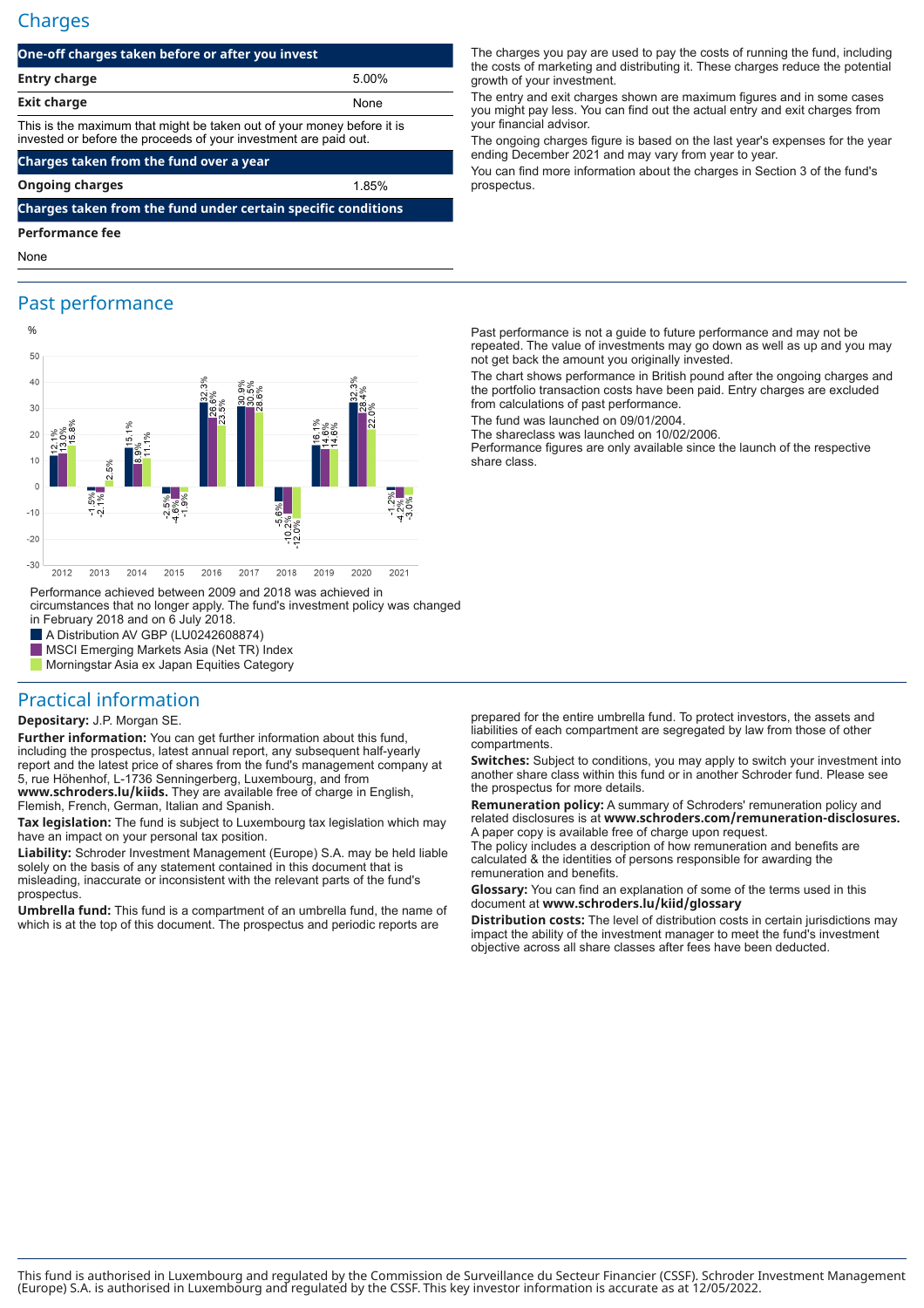## Charges

| One-off charges taken before or after you invest | |
|---|---|
| **Entry charge** | 5.00% |
| **Exit charge** | None |
| This is the maximum that might be taken out of your money before it is invested or before the proceeds of your investment are paid out. | |
| **Charges taken from the fund over a year** | |
| **Ongoing charges** | 1.85% |
| **Charges taken from the fund under certain specific conditions** | |
| **Performance fee** | |
| None | |

The charges you pay are used to pay the costs of running the fund, including the costs of marketing and distributing it. These charges reduce the potential growth of your investment.

The entry and exit charges shown are maximum figures and in some cases you might pay less. You can find out the actual entry and exit charges from your financial advisor.

The ongoing charges figure is based on the last year's expenses for the year ending December 2021 and may vary from year to year.

You can find more information about the charges in Section 3 of the fund's prospectus.

## Past performance

%

50
40
30
20
10
0
-10
-20
-30

2012: 12.1% 13.0% 15.8%
2013: -1.5% -2.1% 2.5%
2014: 15.1% 8.9% 11.1%
2015: -2.5% -4.6% -1.9%
2016: 32.3% 26.6% 23.5%
2017: 30.9% 30.5% 28.6%
2018: -5.6% -10.2% -12.0%
2019: 16.1% 14.6% 14.6%
2020: 32.3% 28.4% 22.0%
2021: -1.2% -4.2% -3.0%

Performance achieved between 2009 and 2018 was achieved in circumstances that no longer apply. The fund's investment policy was changed in February 2018 and on 6 July 2018.

- A Distribution AV GBP (LU0242608874)
- MSCI Emerging Markets Asia (Net TR) Index
- Morningstar Asia ex Japan Equities Category

Past performance is not a guide to future performance and may not be repeated. The value of investments may go down as well as up and you may not get back the amount you originally invested.

The chart shows performance in British pound after the ongoing charges and the portfolio transaction costs have been paid. Entry charges are excluded from calculations of past performance.

The fund was launched on 09/01/2004.

The shareclass was launched on 10/02/2006.

Performance figures are only available since the launch of the respective share class.

## Practical information

**Depositary:** J.P. Morgan SE.

**Further information:** You can get further information about this fund, including the prospectus, latest annual report, any subsequent half-yearly report and the latest price of shares from the fund's management company at 5, rue Höhenhof, L-1736 Senningerberg, Luxembourg, and from **www.schroders.lu/kiids.** They are available free of charge in English, Flemish, French, German, Italian and Spanish.

**Tax legislation:** The fund is subject to Luxembourg tax legislation which may have an impact on your personal tax position.

**Liability:** Schroder Investment Management (Europe) S.A. may be held liable solely on the basis of any statement contained in this document that is misleading, inaccurate or inconsistent with the relevant parts of the fund's prospectus.

**Umbrella fund:** This fund is a compartment of an umbrella fund, the name of which is at the top of this document. The prospectus and periodic reports are prepared for the entire umbrella fund. To protect investors, the assets and liabilities of each compartment are segregated by law from those of other compartments.

**Switches:** Subject to conditions, you may apply to switch your investment into another share class within this fund or in another Schroder fund. Please see the prospectus for more details.

**Remuneration policy:** A summary of Schroders' remuneration policy and related disclosures is at **www.schroders.com/remuneration-disclosures.** A paper copy is available free of charge upon request. The policy includes a description of how remuneration and benefits are calculated & the identities of persons responsible for awarding the remuneration and benefits.

**Glossary:** You can find an explanation of some of the terms used in this document at **www.schroders.lu/kiid/glossary**

**Distribution costs:** The level of distribution costs in certain jurisdictions may impact the ability of the investment manager to meet the fund's investment objective across all share classes after fees have been deducted.

This fund is authorised in Luxembourg and regulated by the Commission de Surveillance du Secteur Financier (CSSF). Schroder Investment Management (Europe) S.A. is authorised in Luxembourg and regulated by the CSSF. This key investor information is accurate as at 12/05/2022.